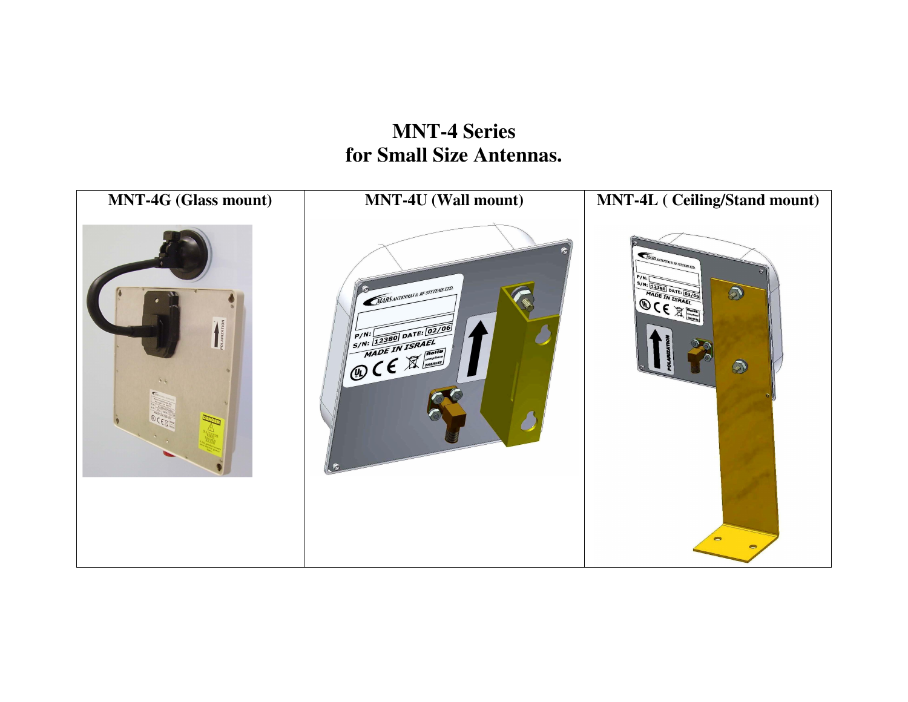# MNT-4 Series
# for Small Size Antennas.

| MNT-4G (Glass mount) | MNT-4U (Wall mount) | MNT-4L ( Ceiling/Stand mount) |
|---|---|---|
| | | |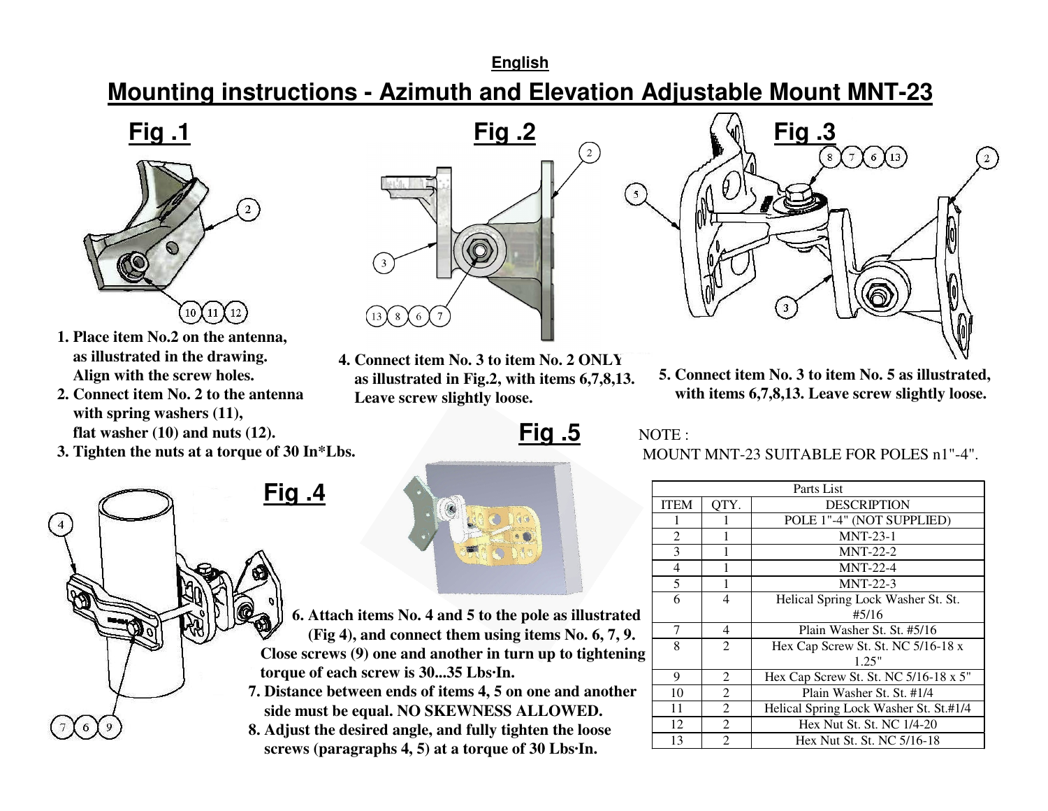**English**

# Mounting instructions - Azimuth and Elevation Adjustable Mount MNT-23

## Fig .1

1. Place item No.2 on the antenna, as illustrated in the drawing. Align with the screw holes.
2. Connect item No. 2 to the antenna with spring washers (11), flat washer (10) and nuts (12).
3. Tighten the nuts at a torque of 30 In*Lbs.

## Fig .2

4. Connect item No. 3 to item No. 2 ONLY as illustrated in Fig.2, with items 6,7,8,13. Leave screw slightly loose.

## Fig .3

5. Connect item No. 3 to item No. 5 as illustrated, with items 6,7,8,13. Leave screw slightly loose.

## Fig .4

## Fig .5

6. Attach items No. 4 and 5 to the pole as illustrated (Fig 4), and connect them using items No. 6, 7, 9. Close screws (9) one and another in turn up to tightening torque of each screw is 30...35 Lbs·In.
7. Distance between ends of items 4, 5 on one and another side must be equal. NO SKEWNESS ALLOWED.
8. Adjust the desired angle, and fully tighten the loose screws (paragraphs 4, 5) at a torque of 30 Lbs·In.

NOTE :
MOUNT MNT-23 SUITABLE FOR POLES n1"-4".

Parts List

| ITEM | QTY. | DESCRIPTION |
|---|---|---|
| 1 | 1 | POLE 1"-4" (NOT SUPPLIED) |
| 2 | 1 | MNT-23-1 |
| 3 | 1 | MNT-22-2 |
| 4 | 1 | MNT-22-4 |
| 5 | 1 | MNT-22-3 |
| 6 | 4 | Helical Spring Lock Washer St. St. #5/16 |
| 7 | 4 | Plain Washer St. St. #5/16 |
| 8 | 2 | Hex Cap Screw St. St. NC 5/16-18 x 1.25" |
| 9 | 2 | Hex Cap Screw St. St. NC 5/16-18 x 5" |
| 10 | 2 | Plain Washer St. St. #1/4 |
| 11 | 2 | Helical Spring Lock Washer St. St.#1/4 |
| 12 | 2 | Hex Nut St. St. NC 1/4-20 |
| 13 | 2 | Hex Nut St. St. NC 5/16-18 |